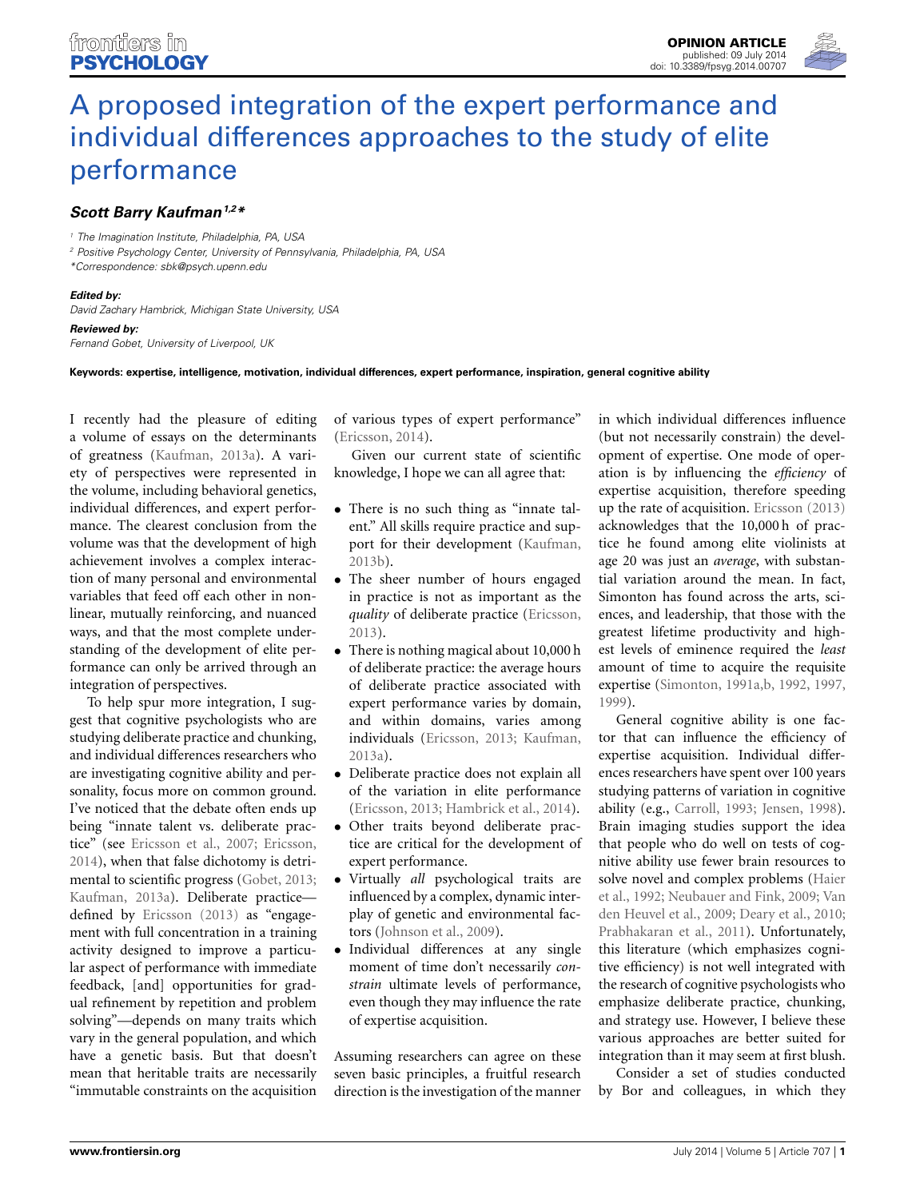OPINION ARTICLE
published: 09 July 2014
doi: 10.3389/fpsyg.2014.00707

# A proposed integration of the expert performance and individual differences approaches to the study of elite performance

***Scott Barry Kaufman*** [1,2]*

[1] The Imagination Institute, Philadelphia, PA, USA
[2] Positive Psychology Center, University of Pennsylvania, Philadelphia, PA, USA
*Correspondence: sbk@psych.upenn.edu

***Edited by:***
*David Zachary Hambrick, Michigan State University, USA*

***Reviewed by:***
*Fernand Gobet, University of Liverpool, UK*

**Keywords: expertise, intelligence, motivation, individual differences, expert performance, inspiration, general cognitive ability**

I recently had the pleasure of editing a volume of essays on the determinants of greatness (Kaufman, 2013a). A variety of perspectives were represented in the volume, including behavioral genetics, individual differences, and expert performance. The clearest conclusion from the volume was that the development of high achievement involves a complex interaction of many personal and environmental variables that feed off each other in nonlinear, mutually reinforcing, and nuanced ways, and that the most complete understanding of the development of elite performance can only be arrived through an integration of perspectives.

To help spur more integration, I suggest that cognitive psychologists who are studying deliberate practice and chunking, and individual differences researchers who are investigating cognitive ability and personality, focus more on common ground. I've noticed that the debate often ends up being "innate talent vs. deliberate practice" (see Ericsson et al., 2007; Ericsson, 2014), when that false dichotomy is detrimental to scientific progress (Gobet, 2013; Kaufman, 2013a). Deliberate practice—defined by Ericsson (2013) as "engagement with full concentration in a training activity designed to improve a particular aspect of performance with immediate feedback, [and] opportunities for gradual refinement by repetition and problem solving"—depends on many traits which vary in the general population, and which have a genetic basis. But that doesn't mean that heritable traits are necessarily "immutable constraints on the acquisition of various types of expert performance" (Ericsson, 2014).

Given our current state of scientific knowledge, I hope we can all agree that:

- There is no such thing as "innate talent." All skills require practice and support for their development (Kaufman, 2013b).
- The sheer number of hours engaged in practice is not as important as the *quality* of deliberate practice (Ericsson, 2013).
- There is nothing magical about 10,000 h of deliberate practice: the average hours of deliberate practice associated with expert performance varies by domain, and within domains, varies among individuals (Ericsson, 2013; Kaufman, 2013a).
- Deliberate practice does not explain all of the variation in elite performance (Ericsson, 2013; Hambrick et al., 2014).
- Other traits beyond deliberate practice are critical for the development of expert performance.
- Virtually *all* psychological traits are influenced by a complex, dynamic interplay of genetic and environmental factors (Johnson et al., 2009).
- Individual differences at any single moment of time don't necessarily *constrain* ultimate levels of performance, even though they may influence the rate of expertise acquisition.

Assuming researchers can agree on these seven basic principles, a fruitful research direction is the investigation of the manner in which individual differences influence (but not necessarily constrain) the development of expertise. One mode of operation is by influencing the *efficiency* of expertise acquisition, therefore speeding up the rate of acquisition. Ericsson (2013) acknowledges that the 10,000 h of practice he found among elite violinists at age 20 was just an *average*, with substantial variation around the mean. In fact, Simonton has found across the arts, sciences, and leadership, that those with the greatest lifetime productivity and highest levels of eminence required the *least* amount of time to acquire the requisite expertise (Simonton, 1991a,b, 1992, 1997, 1999).

General cognitive ability is one factor that can influence the efficiency of expertise acquisition. Individual differences researchers have spent over 100 years studying patterns of variation in cognitive ability (e.g., Carroll, 1993; Jensen, 1998). Brain imaging studies support the idea that people who do well on tests of cognitive ability use fewer brain resources to solve novel and complex problems (Haier et al., 1992; Neubauer and Fink, 2009; Van den Heuvel et al., 2009; Deary et al., 2010; Prabhakaran et al., 2011). Unfortunately, this literature (which emphasizes cognitive efficiency) is not well integrated with the research of cognitive psychologists who emphasize deliberate practice, chunking, and strategy use. However, I believe these various approaches are better suited for integration than it may seem at first blush.

Consider a set of studies conducted by Bor and colleagues, in which they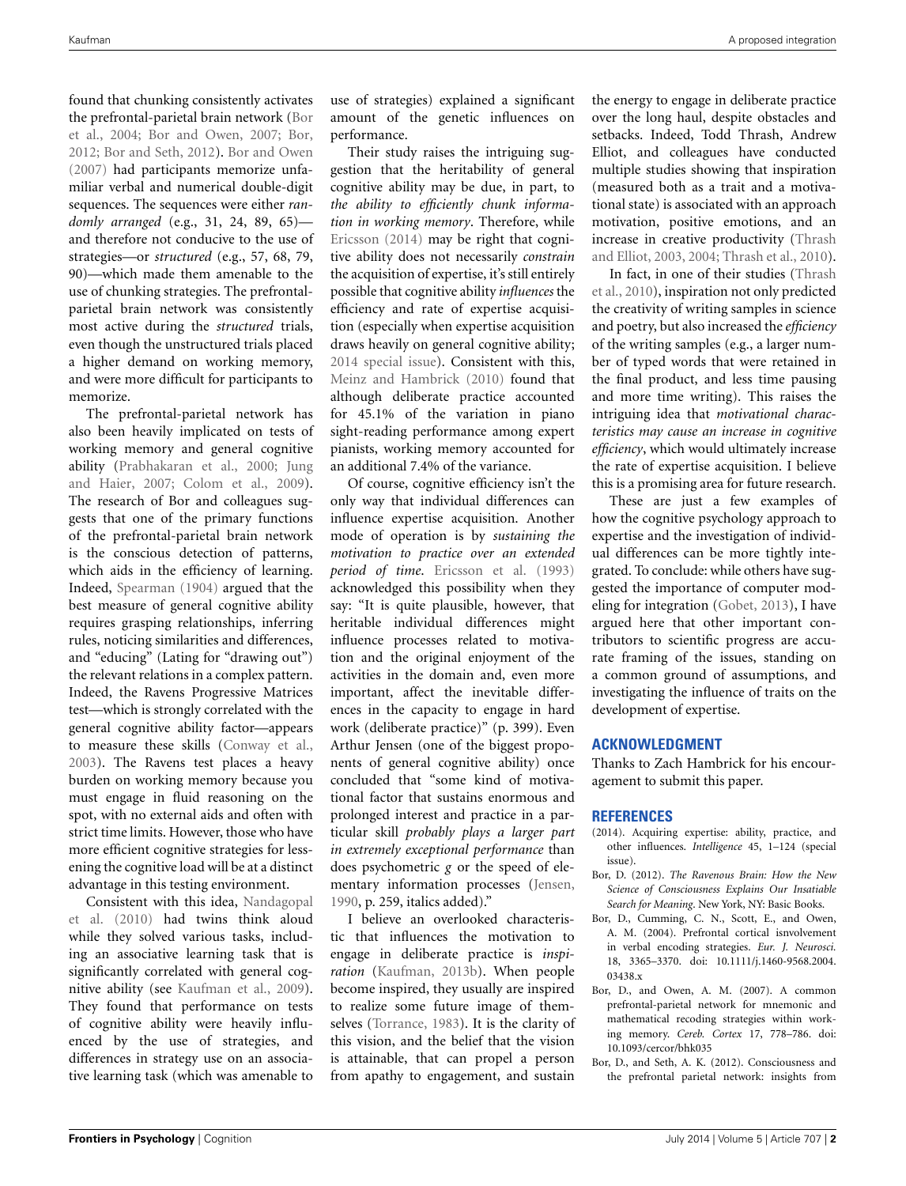found that chunking consistently activates the prefrontal-parietal brain network (Bor et al., 2004; Bor and Owen, 2007; Bor, 2012; Bor and Seth, 2012). Bor and Owen (2007) had participants memorize unfamiliar verbal and numerical double-digit sequences. The sequences were either *randomly arranged* (e.g., 31, 24, 89, 65)—and therefore not conducive to the use of strategies—or *structured* (e.g., 57, 68, 79, 90)—which made them amenable to the use of chunking strategies. The prefrontal-parietal brain network was consistently most active during the *structured* trials, even though the unstructured trials placed a higher demand on working memory, and were more difficult for participants to memorize.

The prefrontal-parietal network has also been heavily implicated on tests of working memory and general cognitive ability (Prabhakaran et al., 2000; Jung and Haier, 2007; Colom et al., 2009). The research of Bor and colleagues suggests that one of the primary functions of the prefrontal-parietal brain network is the conscious detection of patterns, which aids in the efficiency of learning. Indeed, Spearman (1904) argued that the best measure of general cognitive ability requires grasping relationships, inferring rules, noticing similarities and differences, and "educing" (Lating for "drawing out") the relevant relations in a complex pattern. Indeed, the Ravens Progressive Matrices test—which is strongly correlated with the general cognitive ability factor—appears to measure these skills (Conway et al., 2003). The Ravens test places a heavy burden on working memory because you must engage in fluid reasoning on the spot, with no external aids and often with strict time limits. However, those who have more efficient cognitive strategies for lessening the cognitive load will be at a distinct advantage in this testing environment.

Consistent with this idea, Nandagopal et al. (2010) had twins think aloud while they solved various tasks, including an associative learning task that is significantly correlated with general cognitive ability (see Kaufman et al., 2009). They found that performance on tests of cognitive ability were heavily influenced by the use of strategies, and differences in strategy use on an associative learning task (which was amenable to use of strategies) explained a significant amount of the genetic influences on performance.

Their study raises the intriguing suggestion that the heritability of general cognitive ability may be due, in part, to *the ability to efficiently chunk information in working memory*. Therefore, while Ericsson (2014) may be right that cognitive ability does not necessarily *constrain* the acquisition of expertise, it's still entirely possible that cognitive ability *influences* the efficiency and rate of expertise acquisition (especially when expertise acquisition draws heavily on general cognitive ability; 2014 special issue). Consistent with this, Meinz and Hambrick (2010) found that although deliberate practice accounted for 45.1% of the variation in piano sight-reading performance among expert pianists, working memory accounted for an additional 7.4% of the variance.

Of course, cognitive efficiency isn't the only way that individual differences can influence expertise acquisition. Another mode of operation is by *sustaining the motivation to practice over an extended period of time*. Ericsson et al. (1993) acknowledged this possibility when they say: "It is quite plausible, however, that heritable individual differences might influence processes related to motivation and the original enjoyment of the activities in the domain and, even more important, affect the inevitable differences in the capacity to engage in hard work (deliberate practice)" (p. 399). Even Arthur Jensen (one of the biggest proponents of general cognitive ability) once concluded that "some kind of motivational factor that sustains enormous and prolonged interest and practice in a particular skill *probably plays a larger part in extremely exceptional performance* than does psychometric *g* or the speed of elementary information processes (Jensen, 1990, p. 259, italics added)."

I believe an overlooked characteristic that influences the motivation to engage in deliberate practice is *inspiration* (Kaufman, 2013b). When people become inspired, they usually are inspired to realize some future image of themselves (Torrance, 1983). It is the clarity of this vision, and the belief that the vision is attainable, that can propel a person from apathy to engagement, and sustain the energy to engage in deliberate practice over the long haul, despite obstacles and setbacks. Indeed, Todd Thrash, Andrew Elliot, and colleagues have conducted multiple studies showing that inspiration (measured both as a trait and a motivational state) is associated with an approach motivation, positive emotions, and an increase in creative productivity (Thrash and Elliot, 2003, 2004; Thrash et al., 2010).

In fact, in one of their studies (Thrash et al., 2010), inspiration not only predicted the creativity of writing samples in science and poetry, but also increased the *efficiency* of the writing samples (e.g., a larger number of typed words that were retained in the final product, and less time pausing and more time writing). This raises the intriguing idea that *motivational characteristics may cause an increase in cognitive efficiency*, which would ultimately increase the rate of expertise acquisition. I believe this is a promising area for future research.

These are just a few examples of how the cognitive psychology approach to expertise and the investigation of individual differences can be more tightly integrated. To conclude: while others have suggested the importance of computer modeling for integration (Gobet, 2013), I have argued here that other important contributors to scientific progress are accurate framing of the issues, standing on a common ground of assumptions, and investigating the influence of traits on the development of expertise.

## ACKNOWLEDGMENT

Thanks to Zach Hambrick for his encouragement to submit this paper.

## REFERENCES

(2014). Acquiring expertise: ability, practice, and other influences. *Intelligence* 45, 1–124 (special issue).

Bor, D. (2012). *The Ravenous Brain: How the New Science of Consciousness Explains Our Insatiable Search for Meaning*. New York, NY: Basic Books.

Bor, D., Cumming, C. N., Scott, E., and Owen, A. M. (2004). Prefrontal cortical isnvolvement in verbal encoding strategies. *Eur. J. Neurosci.* 18, 3365–3370. doi: 10.1111/j.1460-9568.2004.03438.x

Bor, D., and Owen, A. M. (2007). A common prefrontal-parietal network for mnemonic and mathematical recoding strategies within working memory. *Cereb. Cortex* 17, 778–786. doi: 10.1093/cercor/bhk035

Bor, D., and Seth, A. K. (2012). Consciousness and the prefrontal parietal network: insights from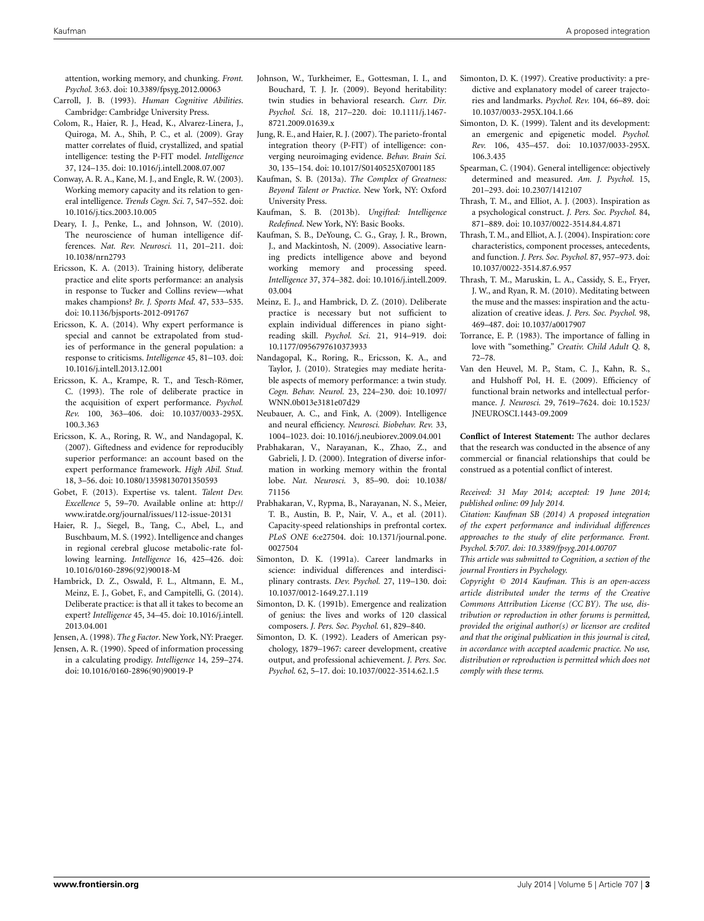attention, working memory, and chunking. *Front. Psychol.* 3:63. doi: 10.3389/fpsyg.2012.00063

Carroll, J. B. (1993). *Human Cognitive Abilities*. Cambridge: Cambridge University Press.

Colom, R., Haier, R. J., Head, K., Alvarez-Linera, J., Quiroga, M. A., Shih, P. C., et al. (2009). Gray matter correlates of fluid, crystallized, and spatial intelligence: testing the P-FIT model. *Intelligence* 37, 124–135. doi: 10.1016/j.intell.2008.07.007

Conway, A. R. A., Kane, M. J., and Engle, R. W. (2003). Working memory capacity and its relation to general intelligence. *Trends Cogn. Sci.* 7, 547–552. doi: 10.1016/j.tics.2003.10.005

Deary, I. J., Penke, L., and Johnson, W. (2010). The neuroscience of human intelligence differences. *Nat. Rev. Neurosci.* 11, 201–211. doi: 10.1038/nrn2793

Ericsson, K. A. (2013). Training history, deliberate practice and elite sports performance: an analysis in response to Tucker and Collins review—what makes champions? *Br. J. Sports Med.* 47, 533–535. doi: 10.1136/bjsports-2012-091767

Ericsson, K. A. (2014). Why expert performance is special and cannot be extrapolated from studies of performance in the general population: a response to criticisms. *Intelligence* 45, 81–103. doi: 10.1016/j.intell.2013.12.001

Ericsson, K. A., Krampe, R. T., and Tesch-Römer, C. (1993). The role of deliberate practice in the acquisition of expert performance. *Psychol. Rev.* 100, 363–406. doi: 10.1037/0033-295X.100.3.363

Ericsson, K. A., Roring, R. W., and Nandagopal, K. (2007). Giftedness and evidence for reproducibly superior performance: an account based on the expert performance framework. *High Abil. Stud.* 18, 3–56. doi: 10.1080/13598130701350593

Gobet, F. (2013). Expertise vs. talent. *Talent Dev. Excellence* 5, 59–70. Available online at: http://www.iratde.org/journal/issues/112-issue-20131

Haier, R. J., Siegel, B., Tang, C., Abel, L., and Buschbaum, M. S. (1992). Intelligence and changes in regional cerebral glucose metabolic-rate following learning. *Intelligence* 16, 425–426. doi: 10.1016/0160-2896(92)90018-M

Hambrick, D. Z., Oswald, F. L., Altmann, E. M., Meinz, E. J., Gobet, F., and Campitelli, G. (2014). Deliberate practice: is that all it takes to become an expert? *Intelligence* 45, 34–45. doi: 10.1016/j.intell.2013.04.001

Jensen, A. (1998). *The g Factor*. New York, NY: Praeger.

Jensen, A. R. (1990). Speed of information processing in a calculating prodigy. *Intelligence* 14, 259–274. doi: 10.1016/0160-2896(90)90019-P

Johnson, W., Turkheimer, E., Gottesman, I. I., and Bouchard, T. J. Jr. (2009). Beyond heritability: twin studies in behavioral research. *Curr. Dir. Psychol. Sci.* 18, 217–220. doi: 10.1111/j.1467-8721.2009.01639.x

Jung, R. E., and Haier, R. J. (2007). The parieto-frontal integration theory (P-FIT) of intelligence: converging neuroimaging evidence. *Behav. Brain Sci.* 30, 135–154. doi: 10.1017/S0140525X07001185

Kaufman, S. B. (2013a). *The Complex of Greatness: Beyond Talent or Practice*. New York, NY: Oxford University Press.

Kaufman, S. B. (2013b). *Ungifted: Intelligence Redefined*. New York, NY: Basic Books.

Kaufman, S. B., DeYoung, C. G., Gray, J. R., Brown, J., and Mackintosh, N. (2009). Associative learning predicts intelligence above and beyond working memory and processing speed. *Intelligence* 37, 374–382. doi: 10.1016/j.intell.2009.03.004

Meinz, E. J., and Hambrick, D. Z. (2010). Deliberate practice is necessary but not sufficient to explain individual differences in piano sight-reading skill. *Psychol. Sci.* 21, 914–919. doi: 10.1177/0956797610373933

Nandagopal, K., Roring, R., Ericsson, K. A., and Taylor, J. (2010). Strategies may mediate heritable aspects of memory performance: a twin study. *Cogn. Behav. Neurol.* 23, 224–230. doi: 10.1097/WNN.0b013e3181e07d29

Neubauer, A. C., and Fink, A. (2009). Intelligence and neural efficiency. *Neurosci. Biobehav. Rev.* 33, 1004–1023. doi: 10.1016/j.neubiorev.2009.04.001

Prabhakaran, V., Narayanan, K., Zhao, Z., and Gabrieli, J. D. (2000). Integration of diverse information in working memory within the frontal lobe. *Nat. Neurosci.* 3, 85–90. doi: 10.1038/71156

Prabhakaran, V., Rypma, B., Narayanan, N. S., Meier, T. B., Austin, B. P., Nair, V. A., et al. (2011). Capacity-speed relationships in prefrontal cortex. *PLoS ONE* 6:e27504. doi: 10.1371/journal.pone.0027504

Simonton, D. K. (1991a). Career landmarks in science: individual differences and interdisciplinary contrasts. *Dev. Psychol.* 27, 119–130. doi: 10.1037/0012-1649.27.1.119

Simonton, D. K. (1991b). Emergence and realization of genius: the lives and works of 120 classical composers. *J. Pers. Soc. Psychol.* 61, 829–840.

Simonton, D. K. (1992). Leaders of American psychology, 1879–1967: career development, creative output, and professional achievement. *J. Pers. Soc. Psychol.* 62, 5–17. doi: 10.1037/0022-3514.62.1.5

Simonton, D. K. (1997). Creative productivity: a predictive and explanatory model of career trajectories and landmarks. *Psychol. Rev.* 104, 66–89. doi: 10.1037/0033-295X.104.1.66

Simonton, D. K. (1999). Talent and its development: an emergenic and epigenetic model. *Psychol. Rev.* 106, 435–457. doi: 10.1037/0033-295X.106.3.435

Spearman, C. (1904). General intelligence: objectively determined and measured. *Am. J. Psychol.* 15, 201–293. doi: 10.2307/1412107

Thrash, T. M., and Elliot, A. J. (2003). Inspiration as a psychological construct. *J. Pers. Soc. Psychol.* 84, 871–889. doi: 10.1037/0022-3514.84.4.871

Thrash, T. M., and Elliot, A. J. (2004). Inspiration: core characteristics, component processes, antecedents, and function. *J. Pers. Soc. Psychol.* 87, 957–973. doi: 10.1037/0022-3514.87.6.957

Thrash, T. M., Maruskin, L. A., Cassidy, S. E., Fryer, J. W., and Ryan, R. M. (2010). Meditating between the muse and the masses: inspiration and the actualization of creative ideas. *J. Pers. Soc. Psychol.* 98, 469–487. doi: 10.1037/a0017907

Torrance, E. P. (1983). The importance of falling in love with "something." *Creativ. Child Adult Q.* 8, 72–78.

Van den Heuvel, M. P., Stam, C. J., Kahn, R. S., and Hulshoff Pol, H. E. (2009). Efficiency of functional brain networks and intellectual performance. *J. Neurosci.* 29, 7619–7624. doi: 10.1523/JNEUROSCI.1443-09.2009

**Conflict of Interest Statement:** The author declares that the research was conducted in the absence of any commercial or financial relationships that could be construed as a potential conflict of interest.

*Received: 31 May 2014; accepted: 19 June 2014; published online: 09 July 2014.*

*Citation: Kaufman SB (2014) A proposed integration of the expert performance and individual differences approaches to the study of elite performance. Front. Psychol. **5**:707. doi: 10.3389/fpsyg.2014.00707*

*This article was submitted to Cognition, a section of the journal Frontiers in Psychology.*

*Copyright © 2014 Kaufman. This is an open-access article distributed under the terms of the Creative Commons Attribution License (CC BY). The use, distribution or reproduction in other forums is permitted, provided the original author(s) or licensor are credited and that the original publication in this journal is cited, in accordance with accepted academic practice. No use, distribution or reproduction is permitted which does not comply with these terms.*